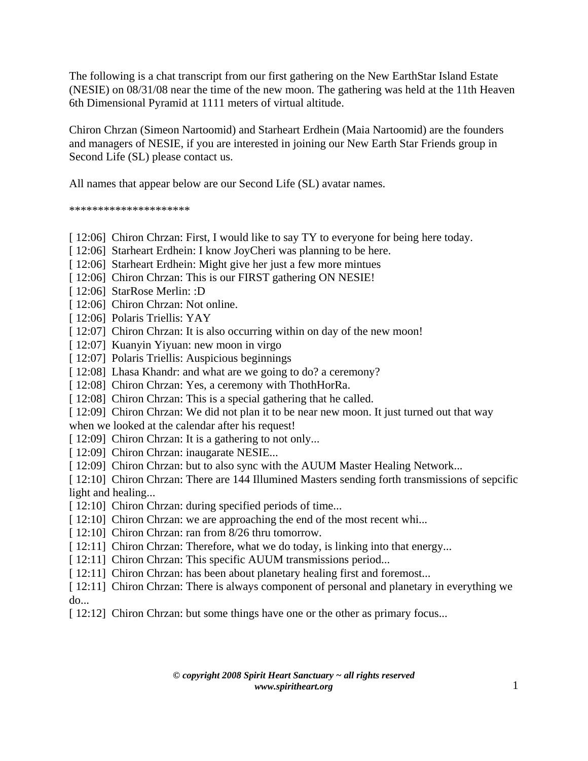The following is a chat transcript from our first gathering on the New EarthStar Island Estate (NESIE) on 08/31/08 near the time of the new moon. The gathering was held at the 11th Heaven 6th Dimensional Pyramid at 1111 meters of virtual altitude.

Chiron Chrzan (Simeon Nartoomid) and Starheart Erdhein (Maia Nartoomid) are the founders and managers of NESIE, if you are interested in joining our New Earth Star Friends group in Second Life (SL) please contact us.

All names that appear below are our Second Life (SL) avatar names.

********************

[ 12:06] Chiron Chrzan: First, I would like to say TY to everyone for being here today.
[ 12:06] Starheart Erdhein: I know JoyCheri was planning to be here.
[ 12:06] Starheart Erdhein: Might give her just a few more mintues
[ 12:06] Chiron Chrzan: This is our FIRST gathering ON NESIE!
[ 12:06] StarRose Merlin: :D
[ 12:06] Chiron Chrzan: Not online.
[ 12:06] Polaris Triellis: YAY
[ 12:07] Chiron Chrzan: It is also occurring within on day of the new moon!
[ 12:07] Kuanyin Yiyuan: new moon in virgo
[ 12:07] Polaris Triellis: Auspicious beginnings
[ 12:08] Lhasa Khandr: and what are we going to do? a ceremony?
[ 12:08] Chiron Chrzan: Yes, a ceremony with ThothHorRa.
[ 12:08] Chiron Chrzan: This is a special gathering that he called.
[ 12:09] Chiron Chrzan: We did not plan it to be near new moon. It just turned out that way when we looked at the calendar after his request!
[ 12:09] Chiron Chrzan: It is a gathering to not only...
[ 12:09] Chiron Chrzan: inaugarate NESIE...
[ 12:09] Chiron Chrzan: but to also sync with the AUUM Master Healing Network...
[ 12:10] Chiron Chrzan: There are 144 Illumined Masters sending forth transmissions of sepcific light and healing...
[ 12:10] Chiron Chrzan: during specified periods of time...
[ 12:10] Chiron Chrzan: we are approaching the end of the most recent whi...
[ 12:10] Chiron Chrzan: ran from 8/26 thru tomorrow.
[ 12:11] Chiron Chrzan: Therefore, what we do today, is linking into that energy...
[ 12:11] Chiron Chrzan: This specific AUUM transmissions period...
[ 12:11] Chiron Chrzan: has been about planetary healing first and foremost...
[ 12:11] Chiron Chrzan: There is always component of personal and planetary in everything we do...
[ 12:12] Chiron Chrzan: but some things have one or the other as primary focus...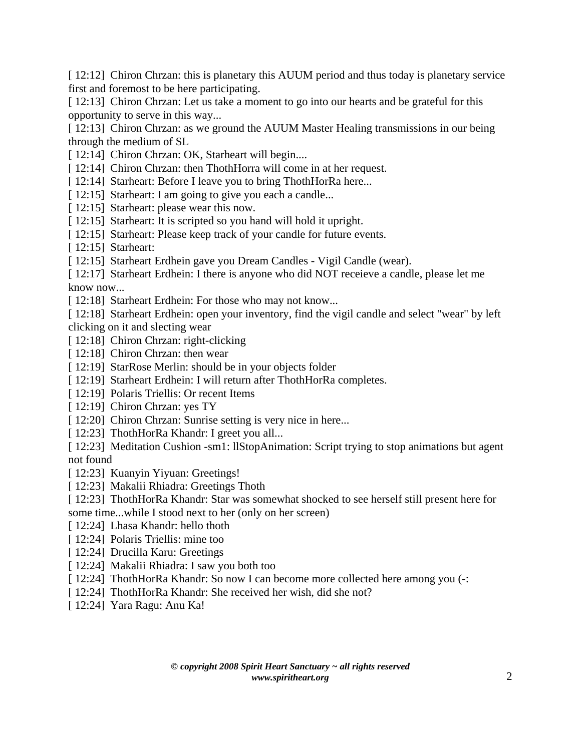[ 12:12] Chiron Chrzan: this is planetary this AUUM period and thus today is planetary service first and foremost to be here participating.
[ 12:13] Chiron Chrzan: Let us take a moment to go into our hearts and be grateful for this opportunity to serve in this way...
[ 12:13] Chiron Chrzan: as we ground the AUUM Master Healing transmissions in our being through the medium of SL
[ 12:14] Chiron Chrzan: OK, Starheart will begin....
[ 12:14] Chiron Chrzan: then ThothHorra will come in at her request.
[ 12:14] Starheart: Before I leave you to bring ThothHorRa here...
[ 12:15] Starheart: I am going to give you each a candle...
[ 12:15] Starheart: please wear this now.
[ 12:15] Starheart: It is scripted so you hand will hold it upright.
[ 12:15] Starheart: Please keep track of your candle for future events.
[ 12:15] Starheart:
[ 12:15] Starheart Erdhein gave you Dream Candles - Vigil Candle (wear).
[ 12:17] Starheart Erdhein: I there is anyone who did NOT receieve a candle, please let me know now...
[ 12:18] Starheart Erdhein: For those who may not know...
[ 12:18] Starheart Erdhein: open your inventory, find the vigil candle and select "wear" by left clicking on it and slecting wear
[ 12:18] Chiron Chrzan: right-clicking
[ 12:18] Chiron Chrzan: then wear
[ 12:19] StarRose Merlin: should be in your objects folder
[ 12:19] Starheart Erdhein: I will return after ThothHorRa completes.
[ 12:19] Polaris Triellis: Or recent Items
[ 12:19] Chiron Chrzan: yes TY
[ 12:20] Chiron Chrzan: Sunrise setting is very nice in here...
[ 12:23] ThothHorRa Khandr: I greet you all...
[ 12:23] Meditation Cushion -sm1: llStopAnimation: Script trying to stop animations but agent not found
[ 12:23] Kuanyin Yiyuan: Greetings!
[ 12:23] Makalii Rhiadra: Greetings Thoth
[ 12:23] ThothHorRa Khandr: Star was somewhat shocked to see herself still present here for some time...while I stood next to her (only on her screen)
[ 12:24] Lhasa Khandr: hello thoth
[ 12:24] Polaris Triellis: mine too
[ 12:24] Drucilla Karu: Greetings
[ 12:24] Makalii Rhiadra: I saw you both too
[ 12:24] ThothHorRa Khandr: So now I can become more collected here among you (-:
[ 12:24] ThothHorRa Khandr: She received her wish, did she not?
[ 12:24] Yara Ragu: Anu Ka!

***© copyright 2008 Spirit Heart Sanctuary ~ all rights reserved***
***www.spiritheart.org***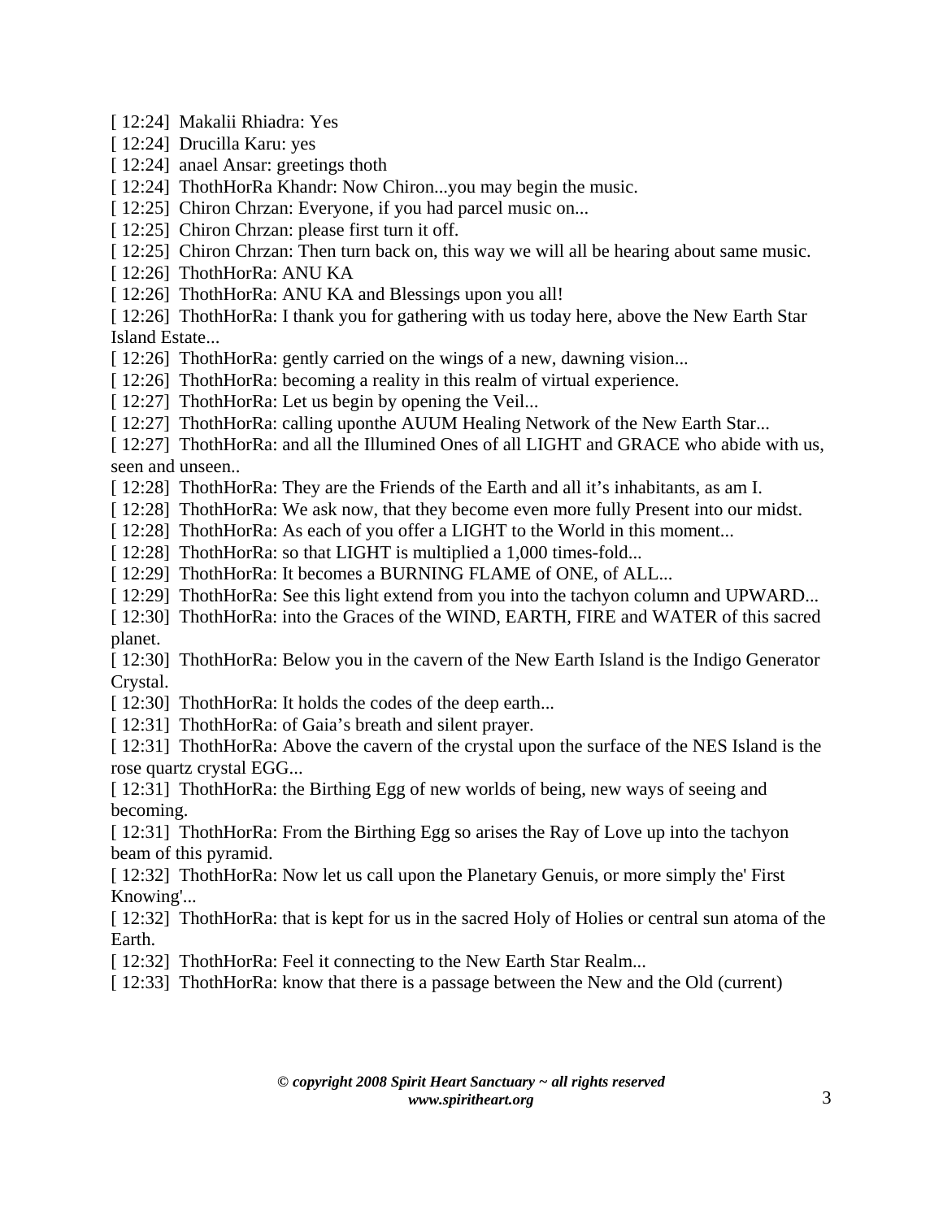[ 12:24]  Makalii Rhiadra: Yes

[ 12:24]  Drucilla Karu: yes

[ 12:24]  anael Ansar: greetings thoth

[ 12:24]  ThothHorRa Khandr: Now Chiron...you may begin the music.

[ 12:25]  Chiron Chrzan: Everyone, if you had parcel music on...

[ 12:25]  Chiron Chrzan: please first turn it off.

[ 12:25]  Chiron Chrzan: Then turn back on, this way we will all be hearing about same music.

[ 12:26]  ThothHorRa: ANU KA

[ 12:26]  ThothHorRa: ANU KA and Blessings upon you all!

[ 12:26]  ThothHorRa: I thank you for gathering with us today here, above the New Earth Star Island Estate...

[ 12:26]  ThothHorRa: gently carried on the wings of a new, dawning vision...

[ 12:26]  ThothHorRa: becoming a reality in this realm of virtual experience.

[ 12:27]  ThothHorRa: Let us begin by opening the Veil...

[ 12:27]  ThothHorRa: calling uponthe AUUM Healing Network of the New Earth Star...

[ 12:27]  ThothHorRa: and all the Illumined Ones of all LIGHT and GRACE who abide with us, seen and unseen..

[ 12:28]  ThothHorRa: They are the Friends of the Earth and all it’s inhabitants, as am I.

[ 12:28]  ThothHorRa: We ask now, that they become even more fully Present into our midst.

[ 12:28]  ThothHorRa: As each of you offer a LIGHT to the World in this moment...

[ 12:28]  ThothHorRa: so that LIGHT is multiplied a 1,000 times-fold...

[ 12:29]  ThothHorRa: It becomes a BURNING FLAME of ONE, of ALL...

[ 12:29]  ThothHorRa: See this light extend from you into the tachyon column and UPWARD...

[ 12:30]  ThothHorRa: into the Graces of the WIND, EARTH, FIRE and WATER of this sacred planet.

[ 12:30]  ThothHorRa: Below you in the cavern of the New Earth Island is the Indigo Generator Crystal.

[ 12:30]  ThothHorRa: It holds the codes of the deep earth...

[ 12:31]  ThothHorRa: of Gaia’s breath and silent prayer.

[ 12:31]  ThothHorRa: Above the cavern of the crystal upon the surface of the NES Island is the rose quartz crystal EGG...

[ 12:31]  ThothHorRa: the Birthing Egg of new worlds of being, new ways of seeing and becoming.

[ 12:31]  ThothHorRa: From the Birthing Egg so arises the Ray of Love up into the tachyon beam of this pyramid.

[ 12:32]  ThothHorRa: Now let us call upon the Planetary Genuis, or more simply the' First Knowing'...

[ 12:32]  ThothHorRa: that is kept for us in the sacred Holy of Holies or central sun atoma of the Earth.

[ 12:32]  ThothHorRa: Feel it connecting to the New Earth Star Realm...

[ 12:33]  ThothHorRa: know that there is a passage between the New and the Old (current)

***© copyright 2008 Spirit Heart Sanctuary ~ all rights reserved***
***www.spiritheart.org***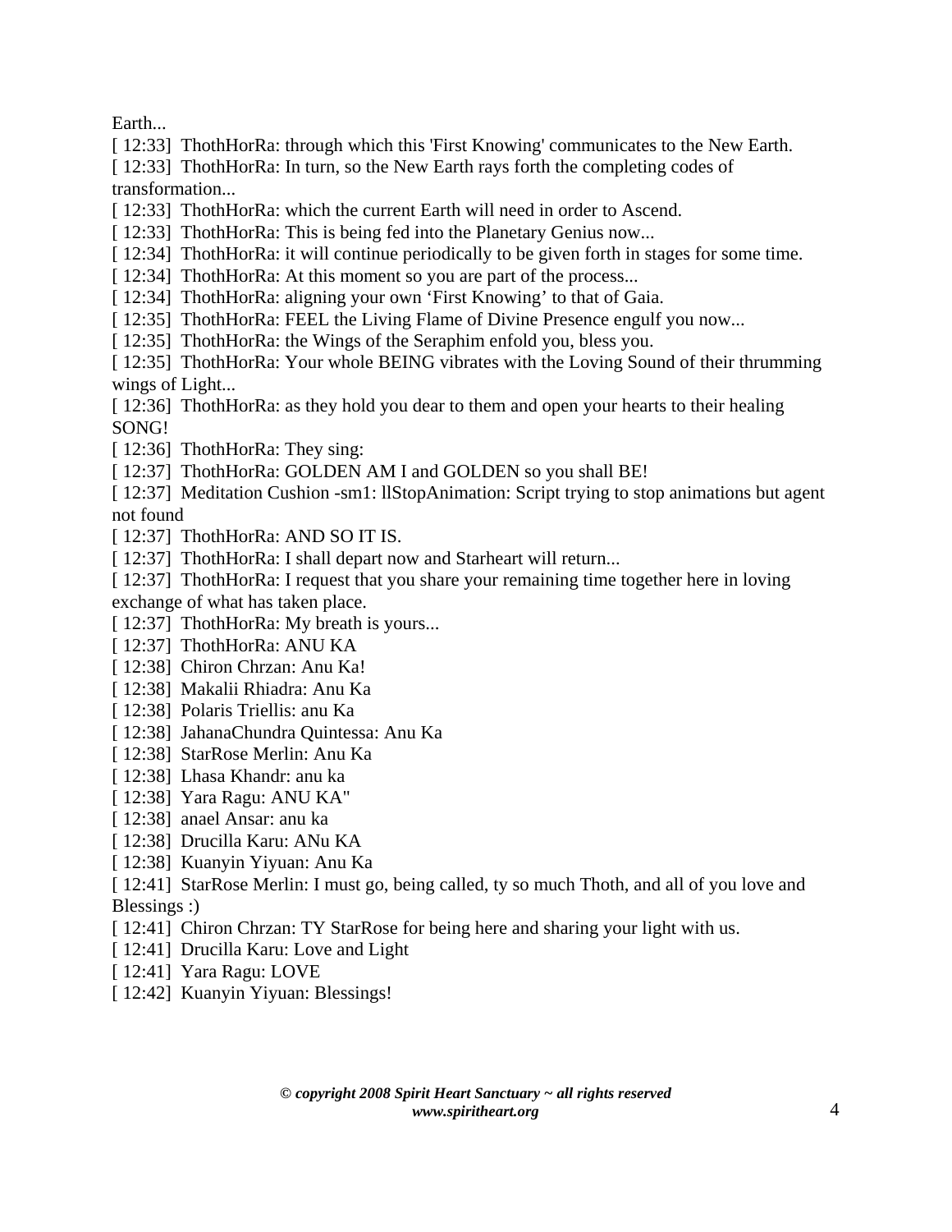Earth...

[ 12:33] ThothHorRa: through which this 'First Knowing' communicates to the New Earth.

[ 12:33] ThothHorRa: In turn, so the New Earth rays forth the completing codes of transformation...

[ 12:33] ThothHorRa: which the current Earth will need in order to Ascend.

[ 12:33] ThothHorRa: This is being fed into the Planetary Genius now...

[ 12:34] ThothHorRa: it will continue periodically to be given forth in stages for some time.

[ 12:34] ThothHorRa: At this moment so you are part of the process...

[ 12:34] ThothHorRa: aligning your own 'First Knowing' to that of Gaia.

[ 12:35] ThothHorRa: FEEL the Living Flame of Divine Presence engulf you now...

[ 12:35] ThothHorRa: the Wings of the Seraphim enfold you, bless you.

[ 12:35] ThothHorRa: Your whole BEING vibrates with the Loving Sound of their thrumming wings of Light...

[ 12:36] ThothHorRa: as they hold you dear to them and open your hearts to their healing SONG!

[ 12:36] ThothHorRa: They sing:

[ 12:37] ThothHorRa: GOLDEN AM I and GOLDEN so you shall BE!

[ 12:37] Meditation Cushion -sm1: llStopAnimation: Script trying to stop animations but agent not found

[ 12:37] ThothHorRa: AND SO IT IS.

[ 12:37] ThothHorRa: I shall depart now and Starheart will return...

[ 12:37] ThothHorRa: I request that you share your remaining time together here in loving exchange of what has taken place.

[ 12:37] ThothHorRa: My breath is yours...

[ 12:37] ThothHorRa: ANU KA

[ 12:38] Chiron Chrzan: Anu Ka!

[ 12:38] Makalii Rhiadra: Anu Ka

[ 12:38] Polaris Triellis: anu Ka

[ 12:38] JahanaChundra Quintessa: Anu Ka

[ 12:38] StarRose Merlin: Anu Ka

[ 12:38] Lhasa Khandr: anu ka

[ 12:38] Yara Ragu: ANU KA"

[ 12:38] anael Ansar: anu ka

[ 12:38] Drucilla Karu: ANu KA

[ 12:38] Kuanyin Yiyuan: Anu Ka

[ 12:41] StarRose Merlin: I must go, being called, ty so much Thoth, and all of you love and Blessings :)

[ 12:41] Chiron Chrzan: TY StarRose for being here and sharing your light with us.

[ 12:41] Drucilla Karu: Love and Light

[ 12:41] Yara Ragu: LOVE

[ 12:42] Kuanyin Yiyuan: Blessings!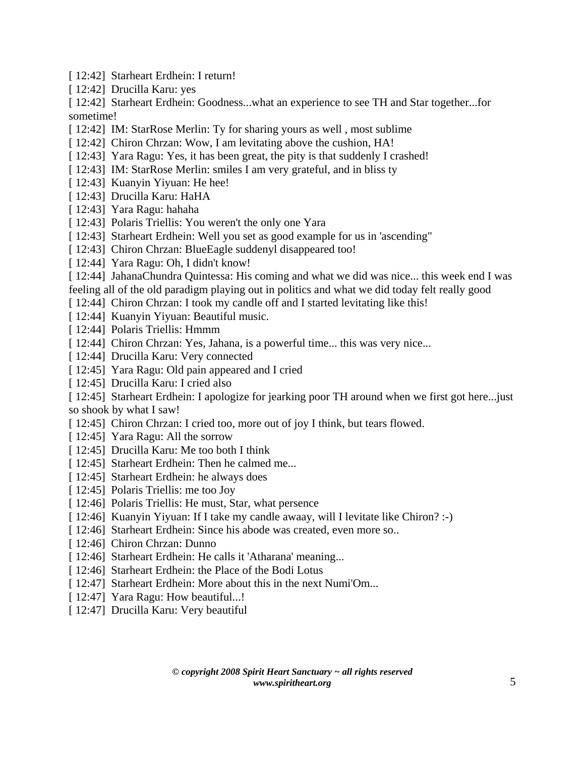[ 12:42]  Starheart Erdhein: I return!
[ 12:42]  Drucilla Karu: yes
[ 12:42]  Starheart Erdhein: Goodness...what an experience to see TH and Star together...for sometime!
[ 12:42]  IM: StarRose Merlin: Ty for sharing yours as well , most sublime
[ 12:42]  Chiron Chrzan: Wow, I am levitating above the cushion, HA!
[ 12:43]  Yara Ragu: Yes, it has been great, the pity is that suddenly I crashed!
[ 12:43]  IM: StarRose Merlin: smiles I am very grateful, and in bliss ty
[ 12:43]  Kuanyin Yiyuan: He hee!
[ 12:43]  Drucilla Karu: HaHA
[ 12:43]  Yara Ragu: hahaha
[ 12:43]  Polaris Triellis: You weren't the only one Yara
[ 12:43]  Starheart Erdhein: Well you set as good example for us in 'ascending"
[ 12:43]  Chiron Chrzan: BlueEagle suddenyl disappeared too!
[ 12:44]  Yara Ragu: Oh, I didn't know!
[ 12:44]  JahanaChundra Quintessa: His coming and what we did was nice... this week end I was feeling all of the old paradigm playing out in politics and what we did today felt really good
[ 12:44]  Chiron Chrzan: I took my candle off and I started levitating like this!
[ 12:44]  Kuanyin Yiyuan: Beautiful music.
[ 12:44]  Polaris Triellis: Hmmm
[ 12:44]  Chiron Chrzan: Yes, Jahana, is a powerful time... this was very nice...
[ 12:44]  Drucilla Karu: Very connected
[ 12:45]  Yara Ragu: Old pain appeared and I cried
[ 12:45]  Drucilla Karu: I cried also
[ 12:45]  Starheart Erdhein: I apologize for jearking poor TH around when we first got here...just so shook by what I saw!
[ 12:45]  Chiron Chrzan: I cried too, more out of joy I think, but tears flowed.
[ 12:45]  Yara Ragu: All the sorrow
[ 12:45]  Drucilla Karu: Me too both I think
[ 12:45]  Starheart Erdhein: Then he calmed me...
[ 12:45]  Starheart Erdhein: he always does
[ 12:45]  Polaris Triellis: me too Joy
[ 12:46]  Polaris Triellis: He must, Star, what persence
[ 12:46]  Kuanyin Yiyuan: If I take my candle awaay, will I levitate like Chiron? :-)
[ 12:46]  Starheart Erdhein: Since his abode was created, even more so..
[ 12:46]  Chiron Chrzan: Dunno
[ 12:46]  Starheart Erdhein: He calls it 'Atharana' meaning...
[ 12:46]  Starheart Erdhein: the Place of the Bodi Lotus
[ 12:47]  Starheart Erdhein: More about this in the next Numi'Om...
[ 12:47]  Yara Ragu: How beautiful...!
[ 12:47]  Drucilla Karu: Very beautiful

***© copyright 2008 Spirit Heart Sanctuary ~ all rights reserved***
***www.spiritheart.org***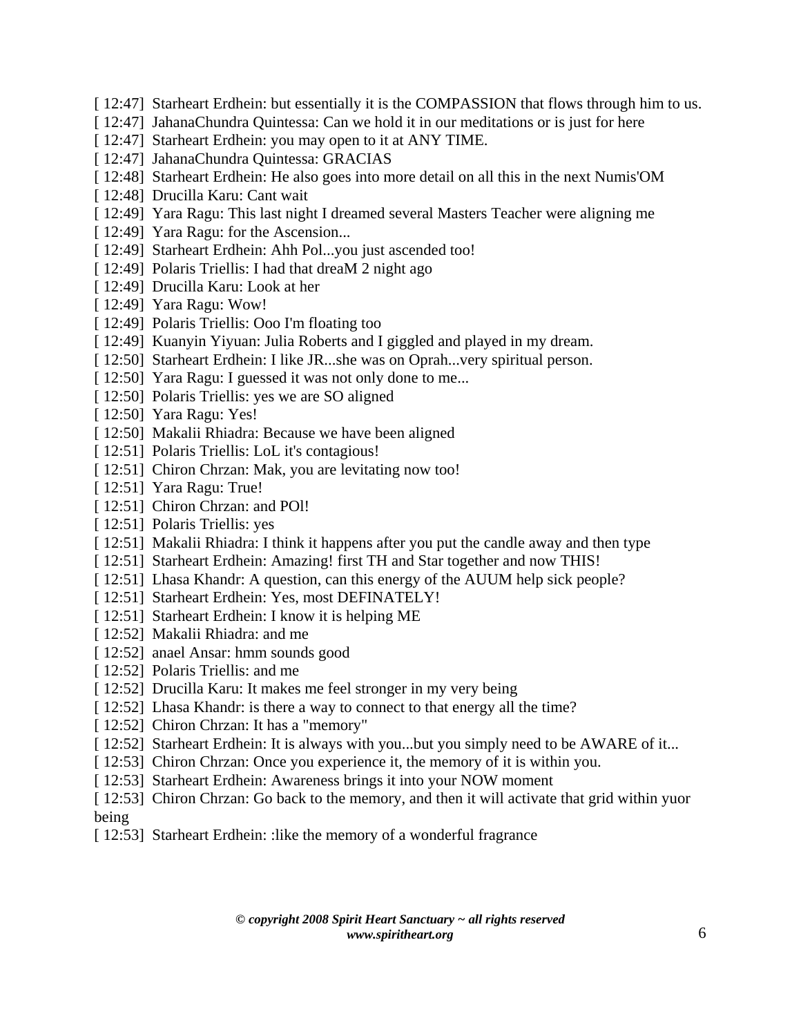[ 12:47]  Starheart Erdhein: but essentially it is the COMPASSION that flows through him to us.
[ 12:47]  JahanaChundra Quintessa: Can we hold it in our meditations or is just for here
[ 12:47]  Starheart Erdhein: you may open to it at ANY TIME.
[ 12:47]  JahanaChundra Quintessa: GRACIAS
[ 12:48]  Starheart Erdhein: He also goes into more detail on all this in the next Numis'OM
[ 12:48]  Drucilla Karu: Cant wait
[ 12:49]  Yara Ragu: This last night I dreamed several Masters Teacher were aligning me
[ 12:49]  Yara Ragu: for the Ascension...
[ 12:49]  Starheart Erdhein: Ahh Pol...you just ascended too!
[ 12:49]  Polaris Triellis: I had that dreaM 2 night ago
[ 12:49]  Drucilla Karu: Look at her
[ 12:49]  Yara Ragu: Wow!
[ 12:49]  Polaris Triellis: Ooo I'm floating too
[ 12:49]  Kuanyin Yiyuan: Julia Roberts and I giggled and played in my dream.
[ 12:50]  Starheart Erdhein: I like JR...she was on Oprah...very spiritual person.
[ 12:50]  Yara Ragu: I guessed it was not only done to me...
[ 12:50]  Polaris Triellis: yes we are SO aligned
[ 12:50]  Yara Ragu: Yes!
[ 12:50]  Makalii Rhiadra: Because we have been aligned
[ 12:51]  Polaris Triellis: LoL it's contagious!
[ 12:51]  Chiron Chrzan: Mak, you are levitating now too!
[ 12:51]  Yara Ragu: True!
[ 12:51]  Chiron Chrzan: and POl!
[ 12:51]  Polaris Triellis: yes
[ 12:51]  Makalii Rhiadra: I think it happens after you put the candle away and then type
[ 12:51]  Starheart Erdhein: Amazing! first TH and Star together and now THIS!
[ 12:51]  Lhasa Khandr: A question, can this energy of the AUUM help sick people?
[ 12:51]  Starheart Erdhein: Yes, most DEFINATELY!
[ 12:51]  Starheart Erdhein: I know it is helping ME
[ 12:52]  Makalii Rhiadra: and me
[ 12:52]  anael Ansar: hmm sounds good
[ 12:52]  Polaris Triellis: and me
[ 12:52]  Drucilla Karu: It makes me feel stronger in my very being
[ 12:52]  Lhasa Khandr: is there a way to connect to that energy all the time?
[ 12:52]  Chiron Chrzan: It has a "memory"
[ 12:52]  Starheart Erdhein: It is always with you...but you simply need to be AWARE of it...
[ 12:53]  Chiron Chrzan: Once you experience it, the memory of it is within you.
[ 12:53]  Starheart Erdhein: Awareness brings it into your NOW moment
[ 12:53]  Chiron Chrzan: Go back to the memory, and then it will activate that grid within yuor being
[ 12:53]  Starheart Erdhein: :like the memory of a wonderful fragrance

***© copyright 2008 Spirit Heart Sanctuary ~ all rights reserved***
***www.spiritheart.org***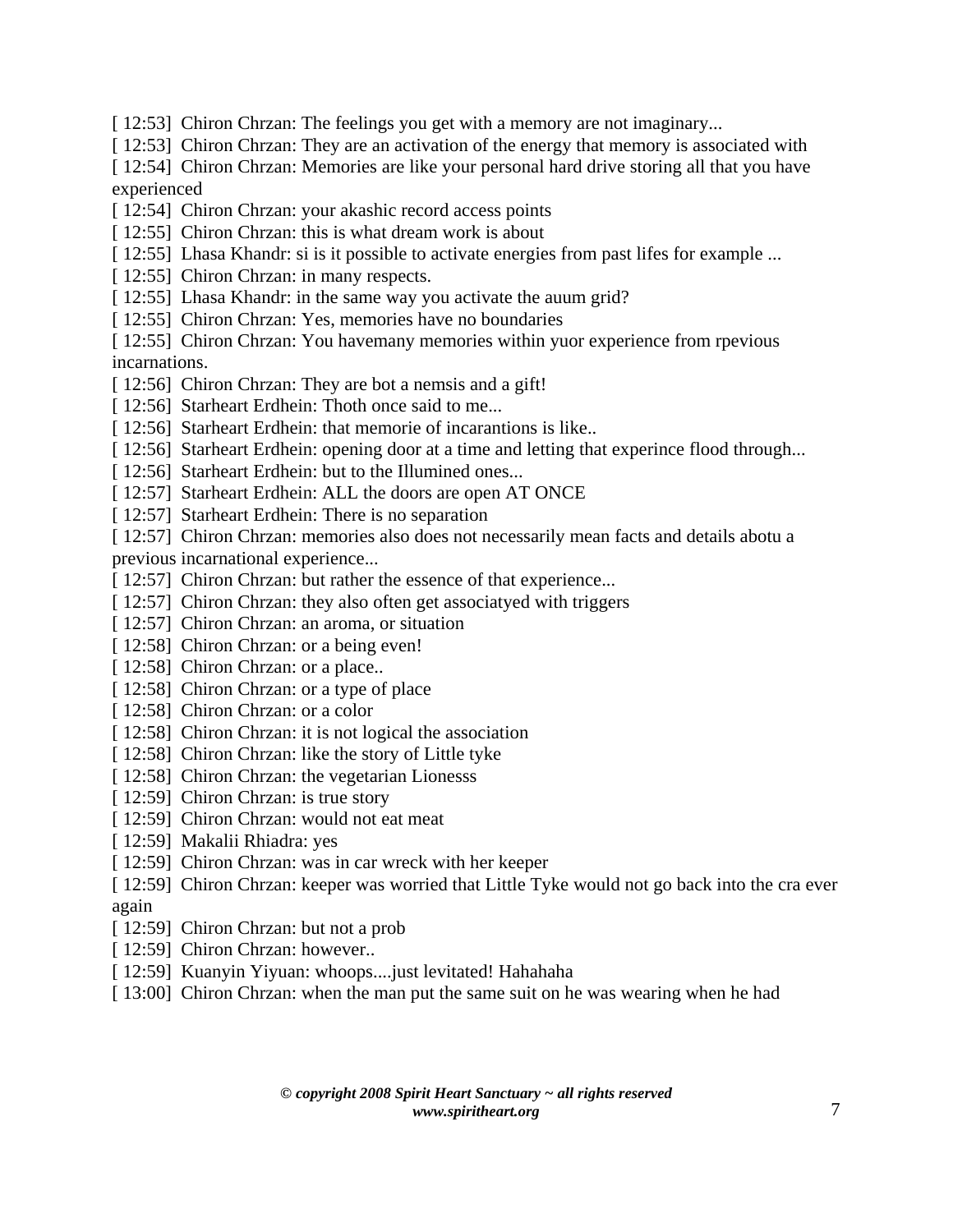[ 12:53]  Chiron Chrzan: The feelings you get with a memory are not imaginary...
[ 12:53]  Chiron Chrzan: They are an activation of the energy that memory is associated with
[ 12:54]  Chiron Chrzan: Memories are like your personal hard drive storing all that you have experienced
[ 12:54]  Chiron Chrzan: your akashic record access points
[ 12:55]  Chiron Chrzan: this is what dream work is about
[ 12:55]  Lhasa Khandr: si is it possible to activate energies from past lifes for example ...
[ 12:55]  Chiron Chrzan: in many respects.
[ 12:55]  Lhasa Khandr: in the same way you activate the auum grid?
[ 12:55]  Chiron Chrzan: Yes, memories have no boundaries
[ 12:55]  Chiron Chrzan: You havemany memories within yuor experience from rpevious incarnations.
[ 12:56]  Chiron Chrzan: They are bot a nemsis and a gift!
[ 12:56]  Starheart Erdhein: Thoth once said to me...
[ 12:56]  Starheart Erdhein: that memorie of incarantions is like..
[ 12:56]  Starheart Erdhein: opening door at a time and letting that experince flood through...
[ 12:56]  Starheart Erdhein: but to the Illumined ones...
[ 12:57]  Starheart Erdhein: ALL the doors are open AT ONCE
[ 12:57]  Starheart Erdhein: There is no separation
[ 12:57]  Chiron Chrzan: memories also does not necessarily mean facts and details abotu a previous incarnational experience...
[ 12:57]  Chiron Chrzan: but rather the essence of that experience...
[ 12:57]  Chiron Chrzan: they also often get associatyed with triggers
[ 12:57]  Chiron Chrzan: an aroma, or situation
[ 12:58]  Chiron Chrzan: or a being even!
[ 12:58]  Chiron Chrzan: or a place..
[ 12:58]  Chiron Chrzan: or a type of place
[ 12:58]  Chiron Chrzan: or a color
[ 12:58]  Chiron Chrzan: it is not logical the association
[ 12:58]  Chiron Chrzan: like the story of Little tyke
[ 12:58]  Chiron Chrzan: the vegetarian Lionesss
[ 12:59]  Chiron Chrzan: is true story
[ 12:59]  Chiron Chrzan: would not eat meat
[ 12:59]  Makalii Rhiadra: yes
[ 12:59]  Chiron Chrzan: was in car wreck with her keeper
[ 12:59]  Chiron Chrzan: keeper was worried that Little Tyke would not go back into the cra ever again
[ 12:59]  Chiron Chrzan: but not a prob
[ 12:59]  Chiron Chrzan: however..
[ 12:59]  Kuanyin Yiyuan: whoops....just levitated! Hahahaha
[ 13:00]  Chiron Chrzan: when the man put the same suit on he was wearing when he had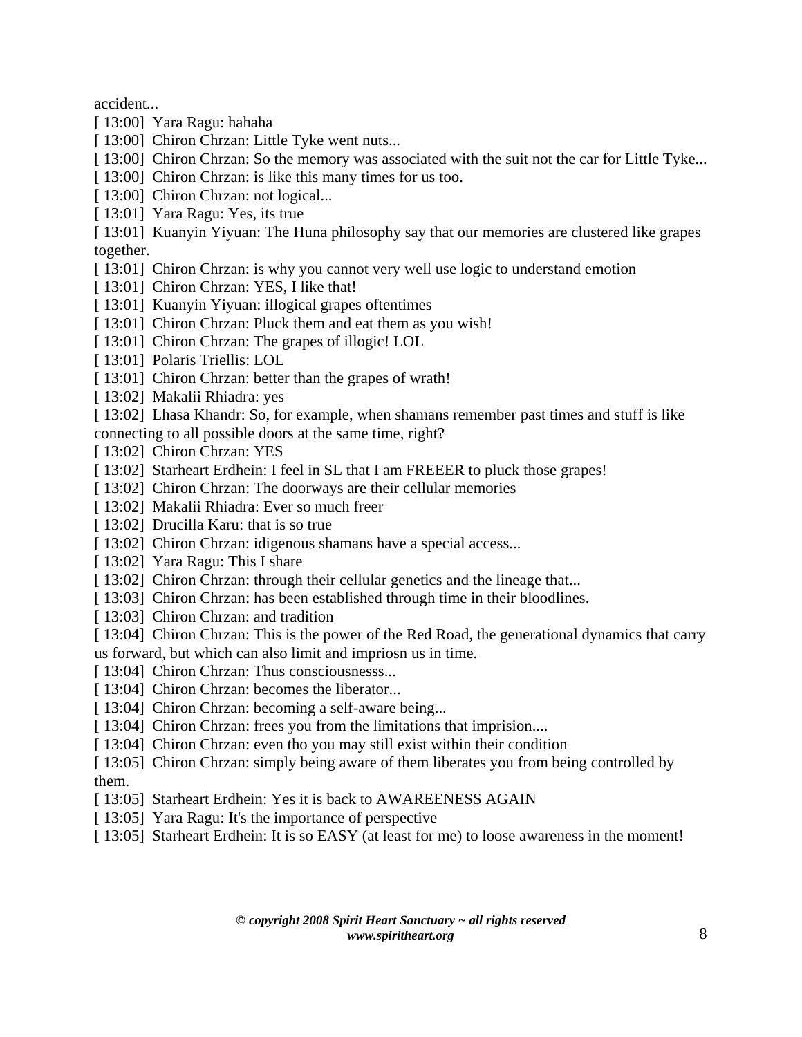accident...

[ 13:00]  Yara Ragu: hahaha

[ 13:00]  Chiron Chrzan: Little Tyke went nuts...

[ 13:00]  Chiron Chrzan: So the memory was associated with the suit not the car for Little Tyke...

[ 13:00]  Chiron Chrzan: is like this many times for us too.

[ 13:00]  Chiron Chrzan: not logical...

[ 13:01]  Yara Ragu: Yes, its true

[ 13:01]  Kuanyin Yiyuan: The Huna philosophy say that our memories are clustered like grapes together.

[ 13:01]  Chiron Chrzan: is why you cannot very well use logic to understand emotion

[ 13:01]  Chiron Chrzan: YES, I like that!

[ 13:01]  Kuanyin Yiyuan: illogical grapes oftentimes

[ 13:01]  Chiron Chrzan: Pluck them and eat them as you wish!

[ 13:01]  Chiron Chrzan: The grapes of illogic! LOL

[ 13:01]  Polaris Triellis: LOL

[ 13:01]  Chiron Chrzan: better than the grapes of wrath!

[ 13:02]  Makalii Rhiadra: yes

[ 13:02]  Lhasa Khandr: So, for example, when shamans remember past times and stuff is like connecting to all possible doors at the same time, right?

[ 13:02]  Chiron Chrzan: YES

[ 13:02]  Starheart Erdhein: I feel in SL that I am FREEER to pluck those grapes!

[ 13:02]  Chiron Chrzan: The doorways are their cellular memories

[ 13:02]  Makalii Rhiadra: Ever so much freer

[ 13:02]  Drucilla Karu: that is so true

[ 13:02]  Chiron Chrzan: idigenous shamans have a special access...

[ 13:02]  Yara Ragu: This I share

[ 13:02]  Chiron Chrzan: through their cellular genetics and the lineage that...

[ 13:03]  Chiron Chrzan: has been established through time in their bloodlines.

[ 13:03]  Chiron Chrzan: and tradition

[ 13:04]  Chiron Chrzan: This is the power of the Red Road, the generational dynamics that carry us forward, but which can also limit and impriosn us in time.

[ 13:04]  Chiron Chrzan: Thus consciousnesss...

[ 13:04]  Chiron Chrzan: becomes the liberator...

[ 13:04]  Chiron Chrzan: becoming a self-aware being...

[ 13:04]  Chiron Chrzan: frees you from the limitations that imprision....

[ 13:04]  Chiron Chrzan: even tho you may still exist within their condition

[ 13:05]  Chiron Chrzan: simply being aware of them liberates you from being controlled by them.

[ 13:05]  Starheart Erdhein: Yes it is back to AWAREENESS AGAIN

[ 13:05]  Yara Ragu: It's the importance of perspective

[ 13:05]  Starheart Erdhein: It is so EASY (at least for me) to loose awareness in the moment!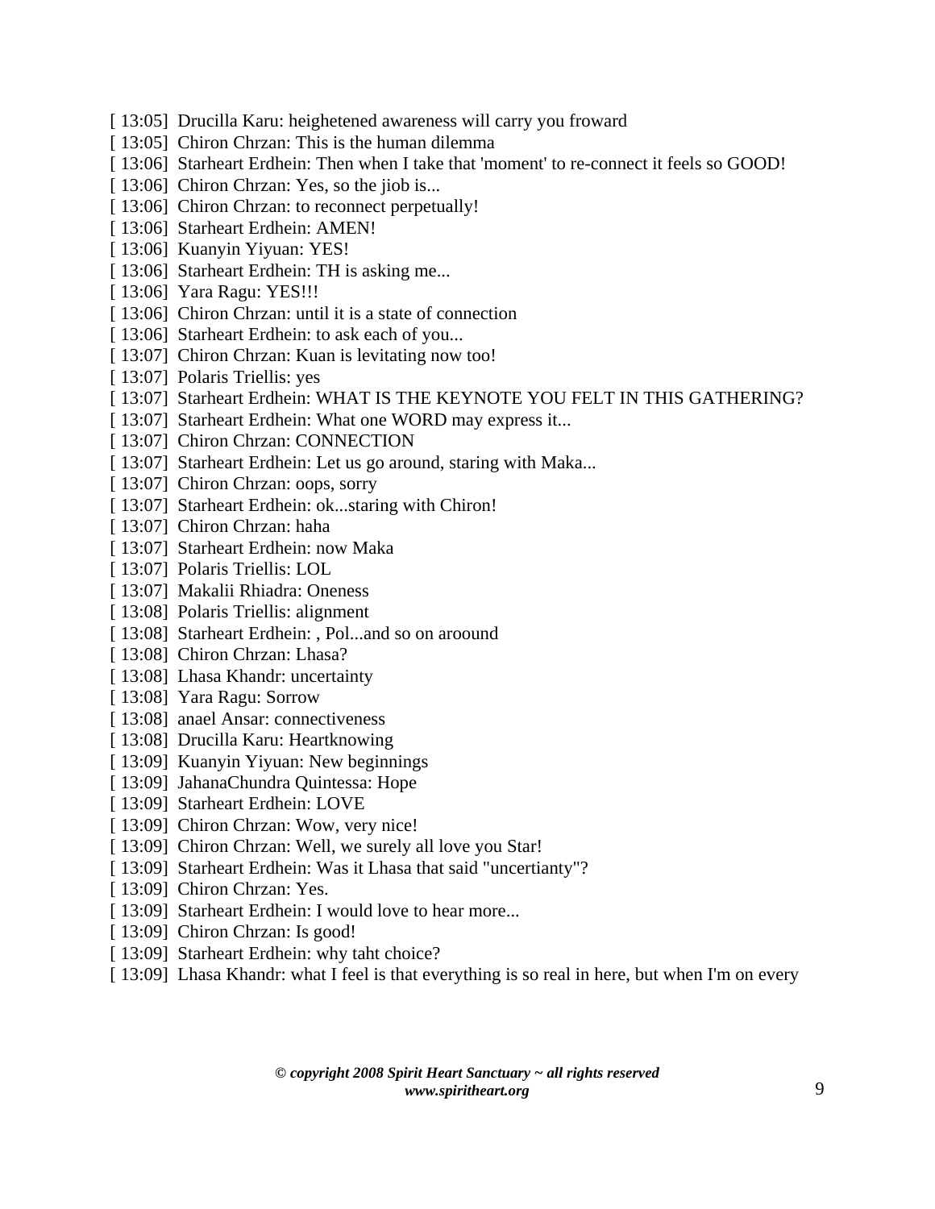[ 13:05]  Drucilla Karu: heighetened awareness will carry you froward
[ 13:05]  Chiron Chrzan: This is the human dilemma
[ 13:06]  Starheart Erdhein: Then when I take that 'moment' to re-connect it feels so GOOD!
[ 13:06]  Chiron Chrzan: Yes, so the jiob is...
[ 13:06]  Chiron Chrzan: to reconnect perpetually!
[ 13:06]  Starheart Erdhein: AMEN!
[ 13:06]  Kuanyin Yiyuan: YES!
[ 13:06]  Starheart Erdhein: TH is asking me...
[ 13:06]  Yara Ragu: YES!!!
[ 13:06]  Chiron Chrzan: until it is a state of connection
[ 13:06]  Starheart Erdhein: to ask each of you...
[ 13:07]  Chiron Chrzan: Kuan is levitating now too!
[ 13:07]  Polaris Triellis: yes
[ 13:07]  Starheart Erdhein: WHAT IS THE KEYNOTE YOU FELT IN THIS GATHERING?
[ 13:07]  Starheart Erdhein: What one WORD may express it...
[ 13:07]  Chiron Chrzan: CONNECTION
[ 13:07]  Starheart Erdhein: Let us go around, staring with Maka...
[ 13:07]  Chiron Chrzan: oops, sorry
[ 13:07]  Starheart Erdhein: ok...staring with Chiron!
[ 13:07]  Chiron Chrzan: haha
[ 13:07]  Starheart Erdhein: now Maka
[ 13:07]  Polaris Triellis: LOL
[ 13:07]  Makalii Rhiadra: Oneness
[ 13:08]  Polaris Triellis: alignment
[ 13:08]  Starheart Erdhein: , Pol...and so on aroound
[ 13:08]  Chiron Chrzan: Lhasa?
[ 13:08]  Lhasa Khandr: uncertainty
[ 13:08]  Yara Ragu: Sorrow
[ 13:08]  anael Ansar: connectiveness
[ 13:08]  Drucilla Karu: Heartknowing
[ 13:09]  Kuanyin Yiyuan: New beginnings
[ 13:09]  JahanaChundra Quintessa: Hope
[ 13:09]  Starheart Erdhein: LOVE
[ 13:09]  Chiron Chrzan: Wow, very nice!
[ 13:09]  Chiron Chrzan: Well, we surely all love you Star!
[ 13:09]  Starheart Erdhein: Was it Lhasa that said "uncertianty"?
[ 13:09]  Chiron Chrzan: Yes.
[ 13:09]  Starheart Erdhein: I would love to hear more...
[ 13:09]  Chiron Chrzan: Is good!
[ 13:09]  Starheart Erdhein: why taht choice?
[ 13:09]  Lhasa Khandr: what I feel is that everything is so real in here, but when I'm on every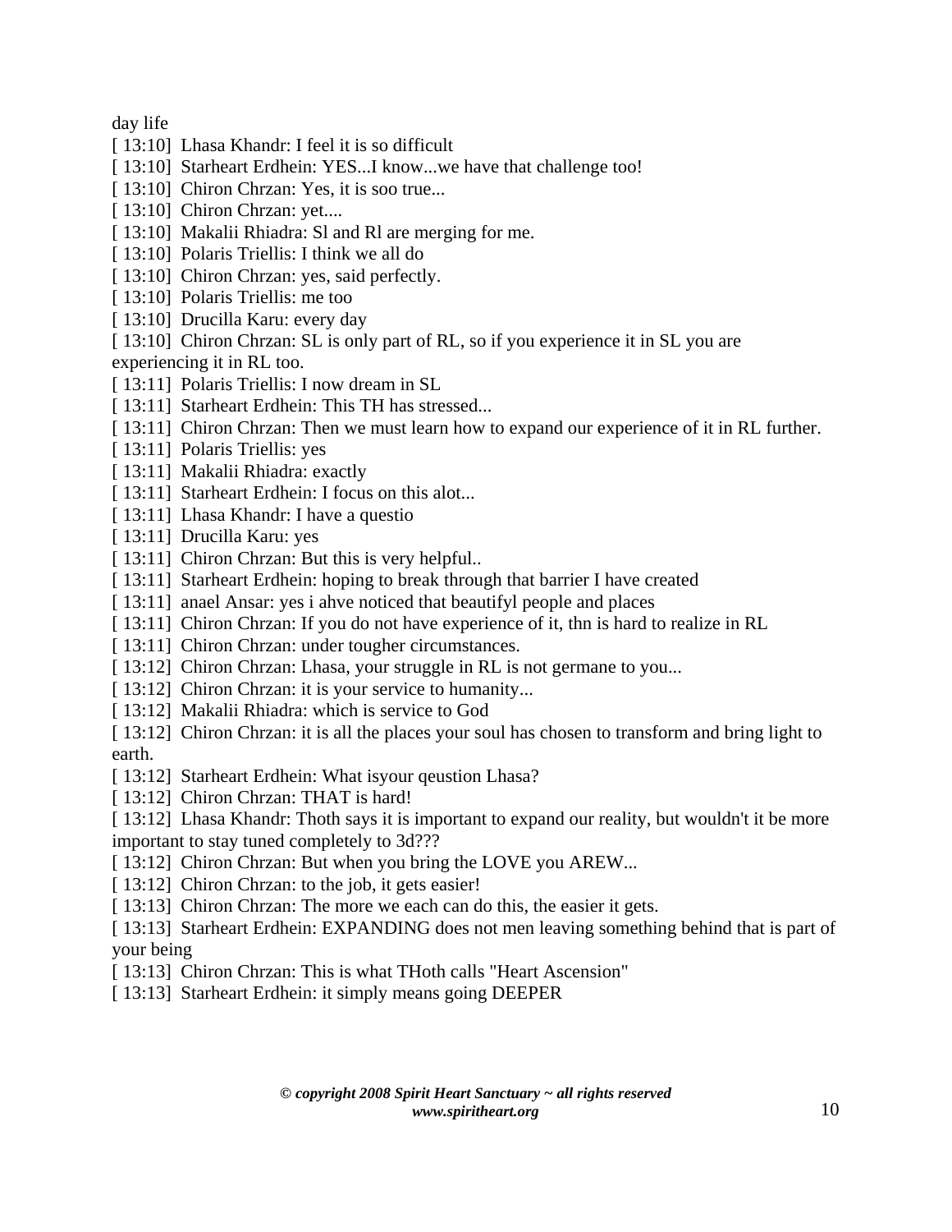day life

[ 13:10]  Lhasa Khandr: I feel it is so difficult
[ 13:10]  Starheart Erdhein: YES...I know...we have that challenge too!
[ 13:10]  Chiron Chrzan: Yes, it is soo true...
[ 13:10]  Chiron Chrzan: yet....
[ 13:10]  Makalii Rhiadra: Sl and Rl are merging for me.
[ 13:10]  Polaris Triellis: I think we all do
[ 13:10]  Chiron Chrzan: yes, said perfectly.
[ 13:10]  Polaris Triellis: me too
[ 13:10]  Drucilla Karu: every day
[ 13:10]  Chiron Chrzan: SL is only part of RL, so if you experience it in SL you are experiencing it in RL too.
[ 13:11]  Polaris Triellis: I now dream in SL
[ 13:11]  Starheart Erdhein: This TH has stressed...
[ 13:11]  Chiron Chrzan: Then we must learn how to expand our experience of it in RL further.
[ 13:11]  Polaris Triellis: yes
[ 13:11]  Makalii Rhiadra: exactly
[ 13:11]  Starheart Erdhein: I focus on this alot...
[ 13:11]  Lhasa Khandr: I have a questio
[ 13:11]  Drucilla Karu: yes
[ 13:11]  Chiron Chrzan: But this is very helpful..
[ 13:11]  Starheart Erdhein: hoping to break through that barrier I have created
[ 13:11]  anael Ansar: yes i ahve noticed that beautifyl people and places
[ 13:11]  Chiron Chrzan: If you do not have experience of it, thn is hard to realize in RL
[ 13:11]  Chiron Chrzan: under tougher circumstances.
[ 13:12]  Chiron Chrzan: Lhasa, your struggle in RL is not germane to you...
[ 13:12]  Chiron Chrzan: it is your service to humanity...
[ 13:12]  Makalii Rhiadra: which is service to God
[ 13:12]  Chiron Chrzan: it is all the places your soul has chosen to transform and bring light to earth.
[ 13:12]  Starheart Erdhein: What isyour qeustion Lhasa?
[ 13:12]  Chiron Chrzan: THAT is hard!
[ 13:12]  Lhasa Khandr: Thoth says it is important to expand our reality, but wouldn't it be more important to stay tuned completely to 3d???
[ 13:12]  Chiron Chrzan: But when you bring the LOVE you AREW...
[ 13:12]  Chiron Chrzan: to the job, it gets easier!
[ 13:13]  Chiron Chrzan: The more we each can do this, the easier it gets.
[ 13:13]  Starheart Erdhein: EXPANDING does not men leaving something behind that is part of your being
[ 13:13]  Chiron Chrzan: This is what THoth calls "Heart Ascension"
[ 13:13]  Starheart Erdhein: it simply means going DEEPER

***© copyright 2008 Spirit Heart Sanctuary ~ all rights reserved***
***www.spiritheart.org***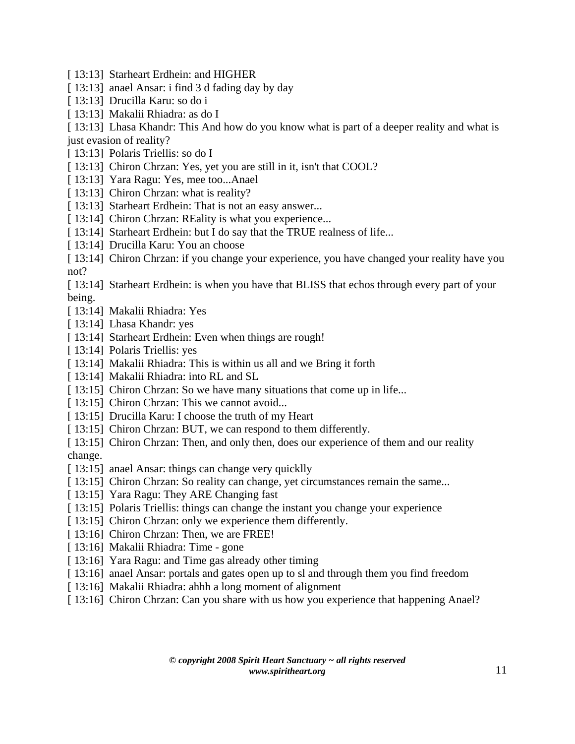[ 13:13]  Starheart Erdhein: and HIGHER
[ 13:13]  anael Ansar: i find 3 d fading day by day
[ 13:13]  Drucilla Karu: so do i
[ 13:13]  Makalii Rhiadra: as do I
[ 13:13]  Lhasa Khandr: This And how do you know what is part of a deeper reality and what is just evasion of reality?
[ 13:13]  Polaris Triellis: so do I
[ 13:13]  Chiron Chrzan: Yes, yet you are still in it, isn't that COOL?
[ 13:13]  Yara Ragu: Yes, mee too...Anael
[ 13:13]  Chiron Chrzan: what is reality?
[ 13:13]  Starheart Erdhein: That is not an easy answer...
[ 13:14]  Chiron Chrzan: REality is what you experience...
[ 13:14]  Starheart Erdhein: but I do say that the TRUE realness of life...
[ 13:14]  Drucilla Karu: You an choose
[ 13:14]  Chiron Chrzan: if you change your experience, you have changed your reality have you not?
[ 13:14]  Starheart Erdhein: is when you have that BLISS that echos through every part of your being.
[ 13:14]  Makalii Rhiadra: Yes
[ 13:14]  Lhasa Khandr: yes
[ 13:14]  Starheart Erdhein: Even when things are rough!
[ 13:14]  Polaris Triellis: yes
[ 13:14]  Makalii Rhiadra: This is within us all and we Bring it forth
[ 13:14]  Makalii Rhiadra: into RL and SL
[ 13:15]  Chiron Chrzan: So we have many situations that come up in life...
[ 13:15]  Chiron Chrzan: This we cannot avoid...
[ 13:15]  Drucilla Karu: I choose the truth of my Heart
[ 13:15]  Chiron Chrzan: BUT, we can respond to them differently.
[ 13:15]  Chiron Chrzan: Then, and only then, does our experience of them and our reality change.
[ 13:15]  anael Ansar: things can change very quicklly
[ 13:15]  Chiron Chrzan: So reality can change, yet circumstances remain the same...
[ 13:15]  Yara Ragu: They ARE Changing fast
[ 13:15]  Polaris Triellis: things can change the instant you change your experience
[ 13:15]  Chiron Chrzan: only we experience them differently.
[ 13:16]  Chiron Chrzan: Then, we are FREE!
[ 13:16]  Makalii Rhiadra: Time - gone
[ 13:16]  Yara Ragu: and Time gas already other timing
[ 13:16]  anael Ansar: portals and gates open up to sl and through them you find freedom
[ 13:16]  Makalii Rhiadra: ahhh a long moment of alignment
[ 13:16]  Chiron Chrzan: Can you share with us how you experience that happening Anael?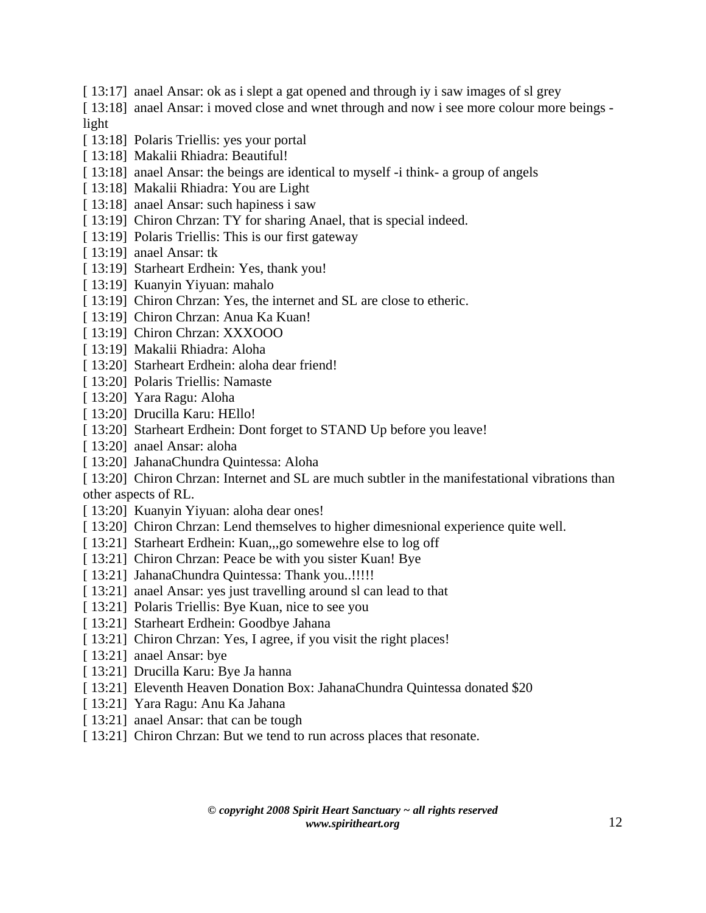[ 13:17]  anael Ansar: ok as i slept a gat opened and through iy i saw images of sl grey

[ 13:18]  anael Ansar: i moved close and wnet through and now i see more colour more beings - light

[ 13:18]  Polaris Triellis: yes your portal

[ 13:18]  Makalii Rhiadra: Beautiful!

[ 13:18]  anael Ansar: the beings are identical to myself -i think- a group of angels

[ 13:18]  Makalii Rhiadra: You are Light

[ 13:18]  anael Ansar: such hapiness i saw

[ 13:19]  Chiron Chrzan: TY for sharing Anael, that is special indeed.

[ 13:19]  Polaris Triellis: This is our first gateway

[ 13:19]  anael Ansar: tk

[ 13:19]  Starheart Erdhein: Yes, thank you!

[ 13:19]  Kuanyin Yiyuan: mahalo

[ 13:19]  Chiron Chrzan: Yes, the internet and SL are close to etheric.

[ 13:19]  Chiron Chrzan: Anua Ka Kuan!

[ 13:19]  Chiron Chrzan: XXXOOO

[ 13:19]  Makalii Rhiadra: Aloha

[ 13:20]  Starheart Erdhein: aloha dear friend!

[ 13:20]  Polaris Triellis: Namaste

[ 13:20]  Yara Ragu: Aloha

[ 13:20]  Drucilla Karu: HEllo!

[ 13:20]  Starheart Erdhein: Dont forget to STAND Up before you leave!

[ 13:20]  anael Ansar: aloha

[ 13:20]  JahanaChundra Quintessa: Aloha

[ 13:20]  Chiron Chrzan: Internet and SL are much subtler in the manifestational vibrations than other aspects of RL.

[ 13:20]  Kuanyin Yiyuan: aloha dear ones!

[ 13:20]  Chiron Chrzan: Lend themselves to higher dimesnional experience quite well.

[ 13:21]  Starheart Erdhein: Kuan,,,go somewehre else to log off

[ 13:21]  Chiron Chrzan: Peace be with you sister Kuan! Bye

[ 13:21]  JahanaChundra Quintessa: Thank you..!!!!!

[ 13:21]  anael Ansar: yes just travelling around sl can lead to that

[ 13:21]  Polaris Triellis: Bye Kuan, nice to see you

[ 13:21]  Starheart Erdhein: Goodbye Jahana

[ 13:21]  Chiron Chrzan: Yes, I agree, if you visit the right places!

[ 13:21]  anael Ansar: bye

[ 13:21]  Drucilla Karu: Bye Ja hanna

[ 13:21]  Eleventh Heaven Donation Box: JahanaChundra Quintessa donated $20

[ 13:21]  Yara Ragu: Anu Ka Jahana

[ 13:21]  anael Ansar: that can be tough

[ 13:21]  Chiron Chrzan: But we tend to run across places that resonate.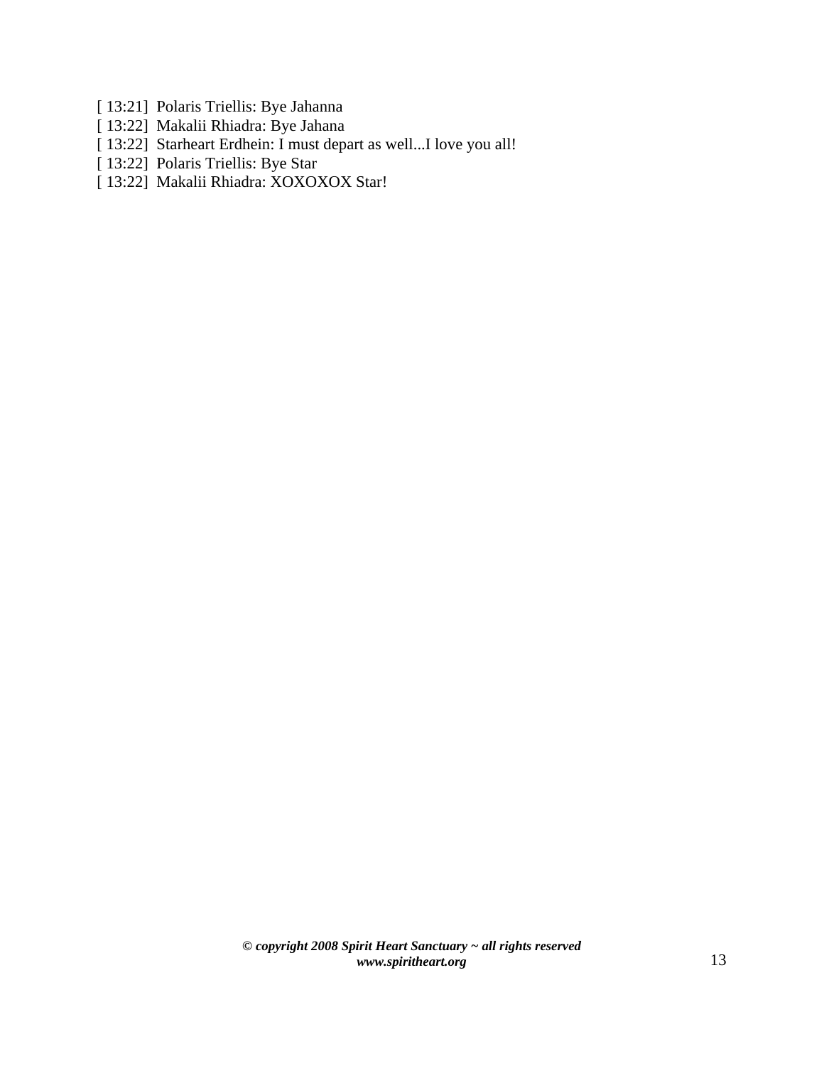[ 13:21]  Polaris Triellis: Bye Jahanna
[ 13:22]  Makalii Rhiadra: Bye Jahana
[ 13:22]  Starheart Erdhein: I must depart as well...I love you all!
[ 13:22]  Polaris Triellis: Bye Star
[ 13:22]  Makalii Rhiadra: XOXOXOX Star!